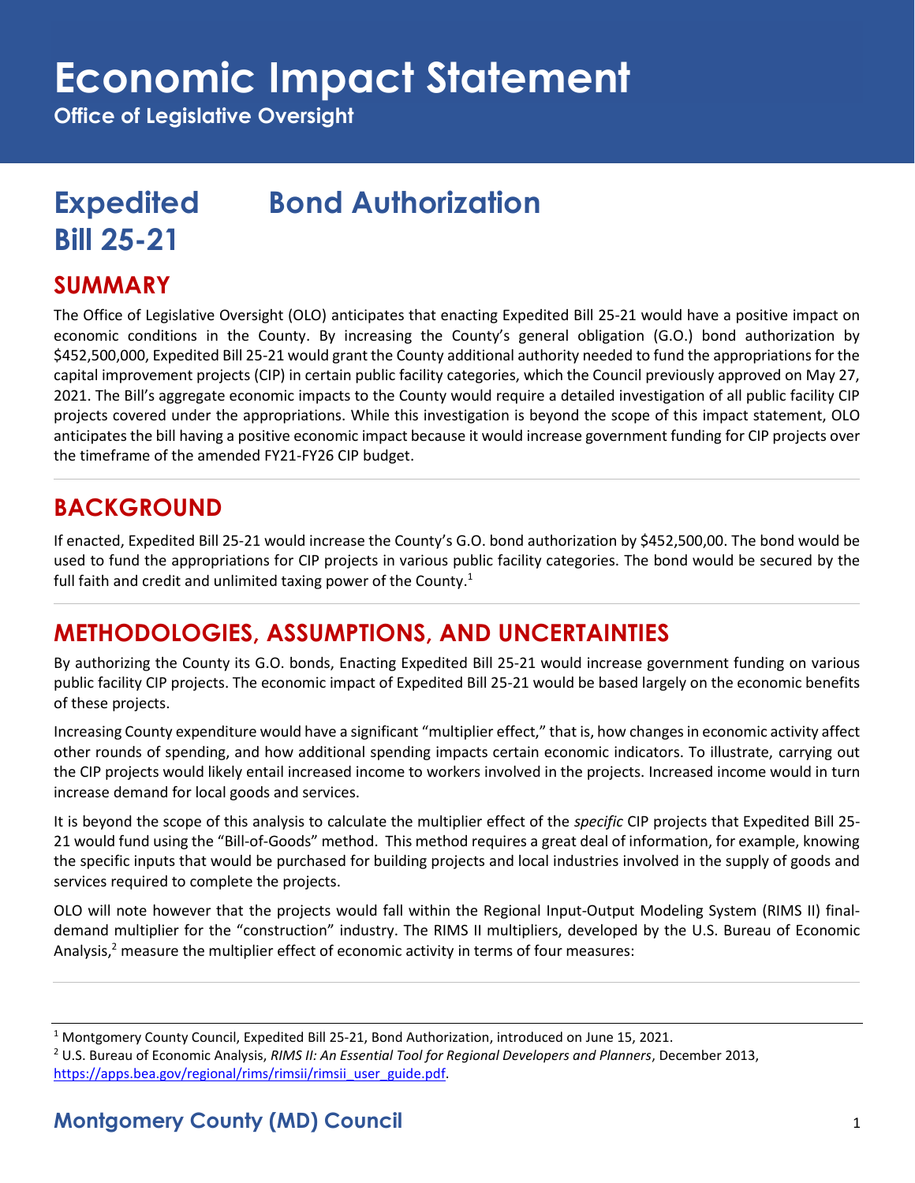# Economic Impact Statement

**Office of Legislative Oversight**

## Expedited Bill 25-21 Bond Authorization

## SUMMARY

The Office of Legislative Oversight (OLO) anticipates that enacting Expedited Bill 25-21 would have a positive impact on economic conditions in the County. By increasing the County's general obligation (G.O.) bond authorization by $452,500,000, Expedited Bill 25-21 would grant the County additional authority needed to fund the appropriations for the capital improvement projects (CIP) in certain public facility categories, which the Council previously approved on May 27, 2021. The Bill's aggregate economic impacts to the County would require a detailed investigation of all public facility CIP projects covered under the appropriations. While this investigation is beyond the scope of this impact statement, OLO anticipates the bill having a positive economic impact because it would increase government funding for CIP projects over the timeframe of the amended FY21-FY26 CIP budget.

## BACKGROUND

If enacted, Expedited Bill 25-21 would increase the County's G.O. bond authorization by $452,500,00. The bond would be used to fund the appropriations for CIP projects in various public facility categories. The bond would be secured by the full faith and credit and unlimited taxing power of the County.[1]

## METHODOLOGIES, ASSUMPTIONS, AND UNCERTAINTIES

By authorizing the County its G.O. bonds, Enacting Expedited Bill 25-21 would increase government funding on various public facility CIP projects. The economic impact of Expedited Bill 25-21 would be based largely on the economic benefits of these projects.

Increasing County expenditure would have a significant "multiplier effect," that is, how changes in economic activity affect other rounds of spending, and how additional spending impacts certain economic indicators. To illustrate, carrying out the CIP projects would likely entail increased income to workers involved in the projects. Increased income would in turn increase demand for local goods and services.

It is beyond the scope of this analysis to calculate the multiplier effect of the *specific* CIP projects that Expedited Bill 25-21 would fund using the "Bill-of-Goods" method. This method requires a great deal of information, for example, knowing the specific inputs that would be purchased for building projects and local industries involved in the supply of goods and services required to complete the projects.

OLO will note however that the projects would fall within the Regional Input-Output Modeling System (RIMS II) final-demand multiplier for the "construction" industry. The RIMS II multipliers, developed by the U.S. Bureau of Economic Analysis,[2] measure the multiplier effect of economic activity in terms of four measures:

---

[1] Montgomery County Council, Expedited Bill 25-21, Bond Authorization, introduced on June 15, 2021.

[2] U.S. Bureau of Economic Analysis, *RIMS II: An Essential Tool for Regional Developers and Planners*, December 2013, https://apps.bea.gov/regional/rims/rimsii/rimsii_user_guide.pdf.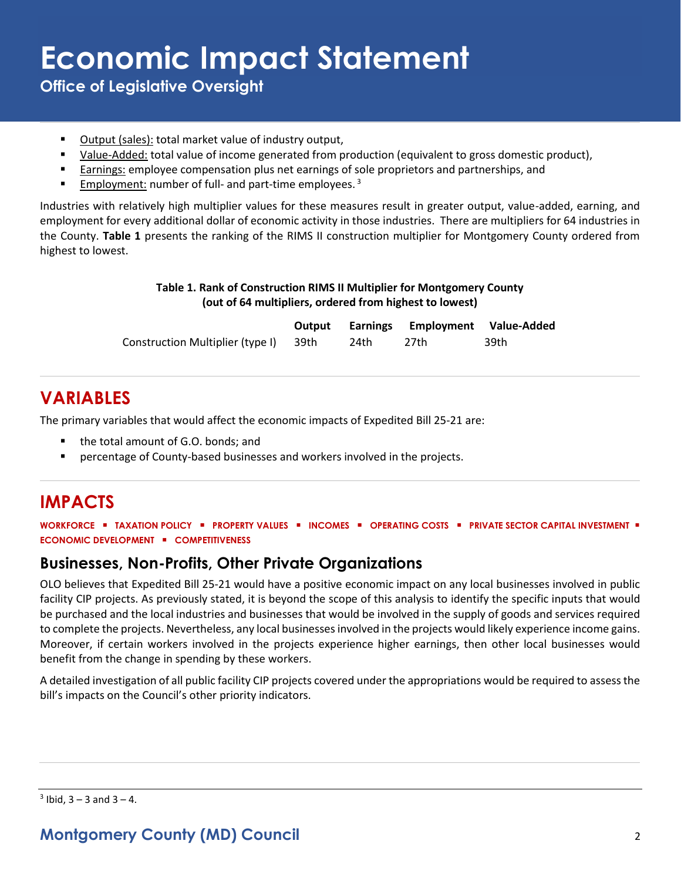- Output (sales): total market value of industry output,
- Value-Added: total value of income generated from production (equivalent to gross domestic product),
- Earnings: employee compensation plus net earnings of sole proprietors and partnerships, and
- Employment: number of full- and part-time employees. [3]

Industries with relatively high multiplier values for these measures result in greater output, value-added, earning, and employment for every additional dollar of economic activity in those industries. There are multipliers for 64 industries in the County. **Table 1** presents the ranking of the RIMS II construction multiplier for Montgomery County ordered from highest to lowest.

**Table 1. Rank of Construction RIMS II Multiplier for Montgomery County (out of 64 multipliers, ordered from highest to lowest)**

| | Output | Earnings | Employment | Value-Added |
|---|---|---|---|---|
| Construction Multiplier (type I) | 39th | 24th | 27th | 39th |

## VARIABLES

The primary variables that would affect the economic impacts of Expedited Bill 25-21 are:

- the total amount of G.O. bonds; and
- percentage of County-based businesses and workers involved in the projects.

## IMPACTS

**WORKFORCE ▪ TAXATION POLICY ▪ PROPERTY VALUES ▪ INCOMES ▪ OPERATING COSTS ▪ PRIVATE SECTOR CAPITAL INVESTMENT ▪ ECONOMIC DEVELOPMENT ▪ COMPETITIVENESS**

### Businesses, Non-Profits, Other Private Organizations

OLO believes that Expedited Bill 25-21 would have a positive economic impact on any local businesses involved in public facility CIP projects. As previously stated, it is beyond the scope of this analysis to identify the specific inputs that would be purchased and the local industries and businesses that would be involved in the supply of goods and services required to complete the projects. Nevertheless, any local businesses involved in the projects would likely experience income gains. Moreover, if certain workers involved in the projects experience higher earnings, then other local businesses would benefit from the change in spending by these workers.

A detailed investigation of all public facility CIP projects covered under the appropriations would be required to assess the bill's impacts on the Council's other priority indicators.

[3] Ibid, 3 – 3 and 3 – 4.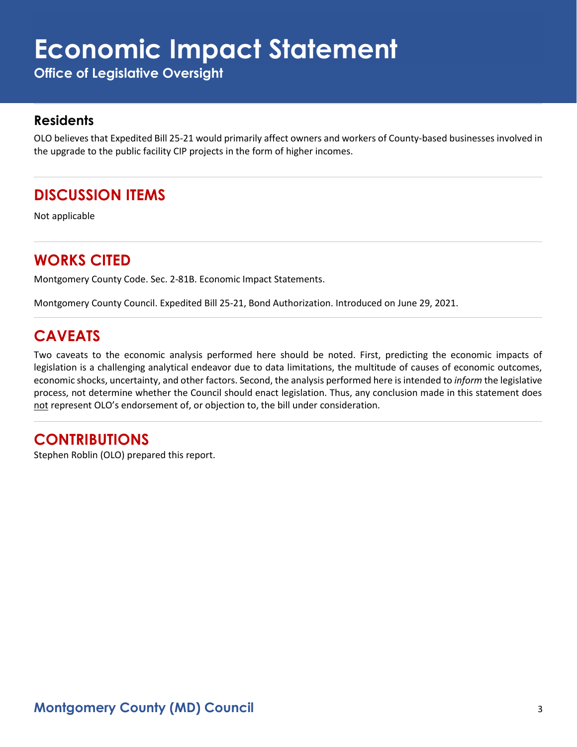### Residents

OLO believes that Expedited Bill 25-21 would primarily affect owners and workers of County-based businesses involved in the upgrade to the public facility CIP projects in the form of higher incomes.

## DISCUSSION ITEMS

Not applicable

## WORKS CITED

Montgomery County Code. Sec. 2-81B. Economic Impact Statements.

Montgomery County Council. Expedited Bill 25-21, Bond Authorization. Introduced on June 29, 2021.

## CAVEATS

Two caveats to the economic analysis performed here should be noted. First, predicting the economic impacts of legislation is a challenging analytical endeavor due to data limitations, the multitude of causes of economic outcomes, economic shocks, uncertainty, and other factors. Second, the analysis performed here is intended to *inform* the legislative process, not determine whether the Council should enact legislation. Thus, any conclusion made in this statement does not represent OLO's endorsement of, or objection to, the bill under consideration.

## CONTRIBUTIONS

Stephen Roblin (OLO) prepared this report.